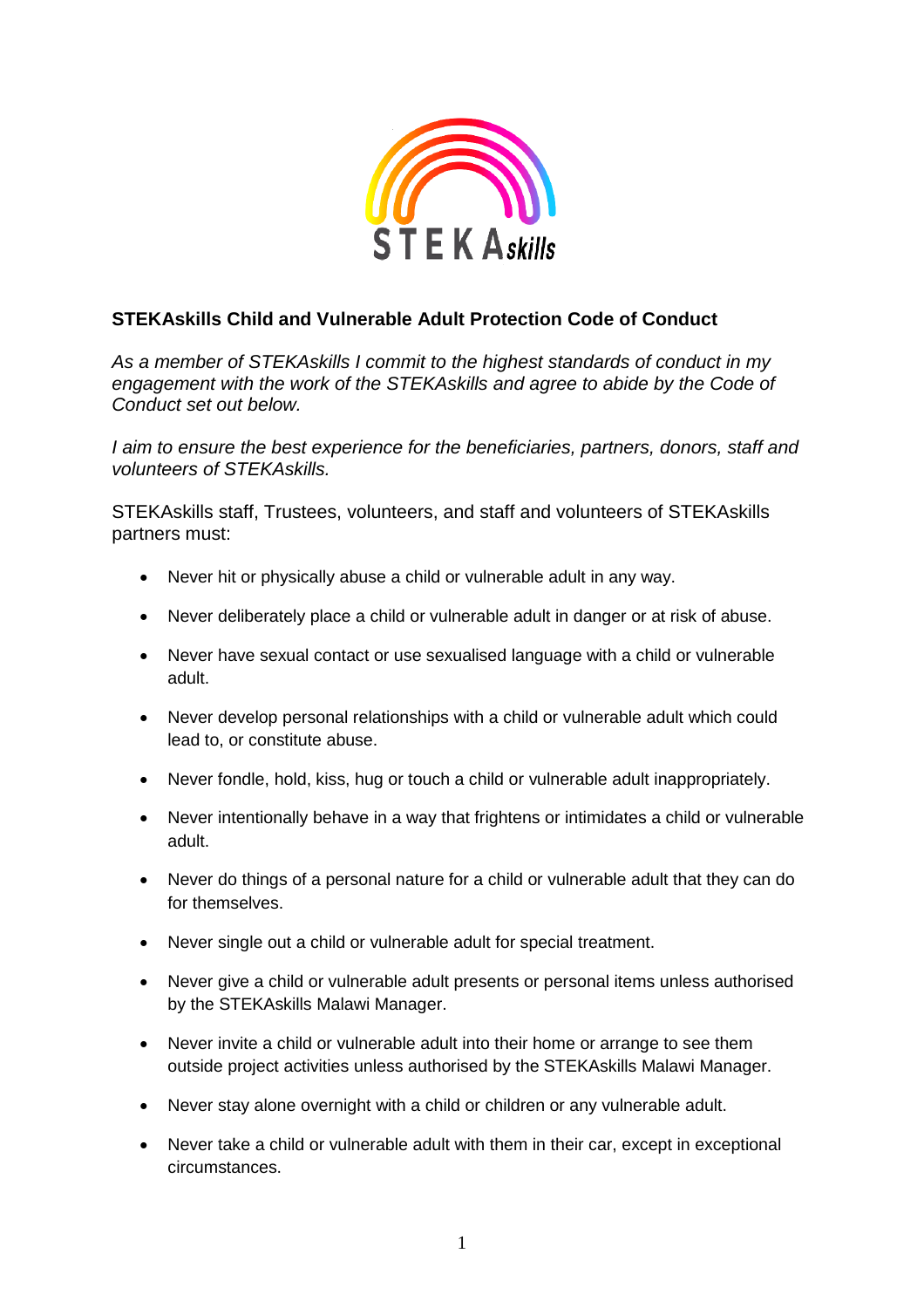**STEKAskills Child and Vulnerable Adult Protection Code of Conduct**

*As a member of STEKAskills I commit to the highest standards of conduct in my engagement with the work of the STEKAskills and agree to abide by the Code of Conduct set out below.*

*I aim to ensure the best experience for the beneficiaries, partners, donors, staff and volunteers of STEKAskills.*

STEKAskills staff, Trustees, volunteers, and staff and volunteers of STEKAskills partners must:

- Never hit or physically abuse a child or vulnerable adult in any way.
- Never deliberately place a child or vulnerable adult in danger or at risk of abuse.
- Never have sexual contact or use sexualised language with a child or vulnerable adult.
- Never develop personal relationships with a child or vulnerable adult which could lead to, or constitute abuse.
- Never fondle, hold, kiss, hug or touch a child or vulnerable adult inappropriately.
- Never intentionally behave in a way that frightens or intimidates a child or vulnerable adult.
- Never do things of a personal nature for a child or vulnerable adult that they can do for themselves.
- Never single out a child or vulnerable adult for special treatment.
- Never give a child or vulnerable adult presents or personal items unless authorised by the STEKAskills Malawi Manager.
- Never invite a child or vulnerable adult into their home or arrange to see them outside project activities unless authorised by the STEKAskills Malawi Manager.
- Never stay alone overnight with a child or children or any vulnerable adult.
- Never take a child or vulnerable adult with them in their car, except in exceptional circumstances.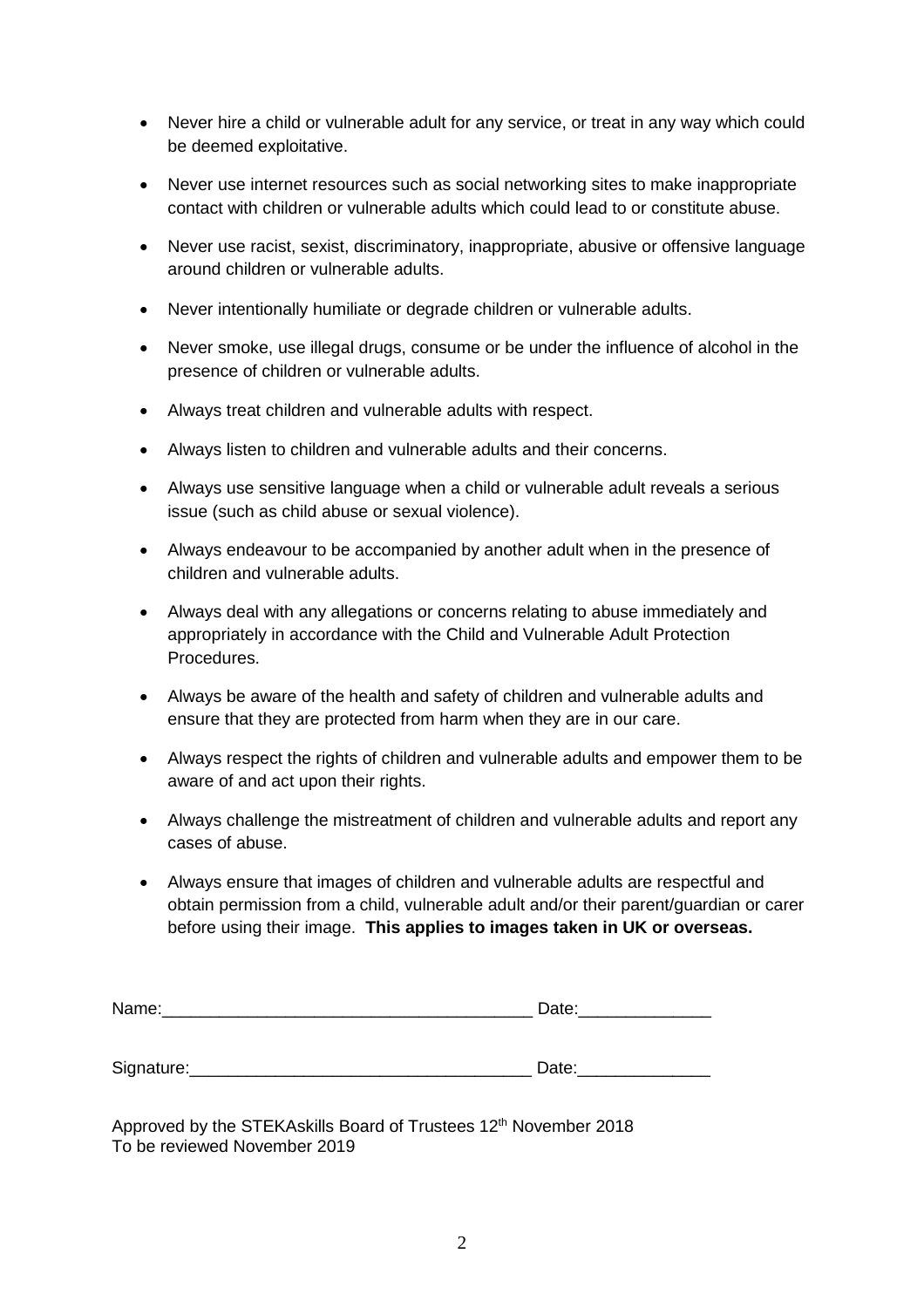- Never hire a child or vulnerable adult for any service, or treat in any way which could be deemed exploitative.
- Never use internet resources such as social networking sites to make inappropriate contact with children or vulnerable adults which could lead to or constitute abuse.
- Never use racist, sexist, discriminatory, inappropriate, abusive or offensive language around children or vulnerable adults.
- Never intentionally humiliate or degrade children or vulnerable adults.
- Never smoke, use illegal drugs, consume or be under the influence of alcohol in the presence of children or vulnerable adults.
- Always treat children and vulnerable adults with respect.
- Always listen to children and vulnerable adults and their concerns.
- Always use sensitive language when a child or vulnerable adult reveals a serious issue (such as child abuse or sexual violence).
- Always endeavour to be accompanied by another adult when in the presence of children and vulnerable adults.
- Always deal with any allegations or concerns relating to abuse immediately and appropriately in accordance with the Child and Vulnerable Adult Protection Procedures.
- Always be aware of the health and safety of children and vulnerable adults and ensure that they are protected from harm when they are in our care.
- Always respect the rights of children and vulnerable adults and empower them to be aware of and act upon their rights.
- Always challenge the mistreatment of children and vulnerable adults and report any cases of abuse.
- Always ensure that images of children and vulnerable adults are respectful and obtain permission from a child, vulnerable adult and/or their parent/guardian or carer before using their image. **This applies to images taken in UK or overseas.**

Name:_______________________________________ Date:______________

Signature:___________________________________ Date:______________

Approved by the STEKAskills Board of Trustees 12th November 2018
To be reviewed November 2019